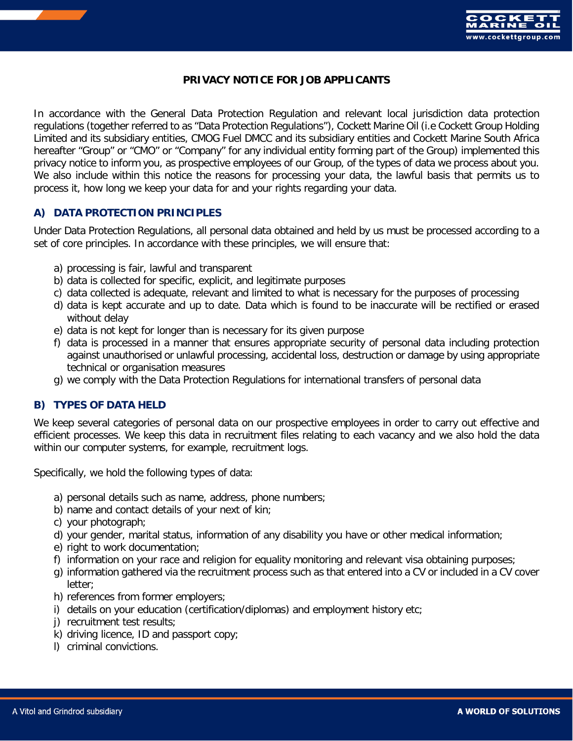# PRIVACY NOTICE FOR JOB APPLICANTS

In accordance with the General Data Protection Regulation and relevant local jurisdiction data protection regulations (together referred to as "Data Protection Regulations"), Cockett Marine Oil (i.e Cockett Group Holding Limited and its subsidiary entities, CMOG Fuel DMCC and its subsidiary entities and Cockett Marine South Africa hereafter "Group" or "CMO" or "Company" for any individual entity forming part of the Group) implemented this privacy notice to inform you, as prospective employees of our Group, of the types of data we process about you. We also include within this notice the reasons for processing your data, the lawful basis that permits us to process it, how long we keep your data for and your rights regarding your data.

## A) DATA PROTECTION PRINCIPLES

Under Data Protection Regulations, all personal data obtained and held by us must be processed according to a set of core principles. In accordance with these principles, we will ensure that:

a) processing is fair, lawful and transparent
b) data is collected for specific, explicit, and legitimate purposes
c) data collected is adequate, relevant and limited to what is necessary for the purposes of processing
d) data is kept accurate and up to date. Data which is found to be inaccurate will be rectified or erased without delay
e) data is not kept for longer than is necessary for its given purpose
f) data is processed in a manner that ensures appropriate security of personal data including protection against unauthorised or unlawful processing, accidental loss, destruction or damage by using appropriate technical or organisation measures
g) we comply with the Data Protection Regulations for international transfers of personal data

## B) TYPES OF DATA HELD

We keep several categories of personal data on our prospective employees in order to carry out effective and efficient processes. We keep this data in recruitment files relating to each vacancy and we also hold the data within our computer systems, for example, recruitment logs.

Specifically, we hold the following types of data:

a) personal details such as name, address, phone numbers;
b) name and contact details of your next of kin;
c) your photograph;
d) your gender, marital status, information of any disability you have or other medical information;
e) right to work documentation;
f) information on your race and religion for equality monitoring and relevant visa obtaining purposes;
g) information gathered via the recruitment process such as that entered into a CV or included in a CV cover letter;
h) references from former employers;
i) details on your education (certification/diplomas) and employment history etc;
j) recruitment test results;
k) driving licence, ID and passport copy;
l) criminal convictions.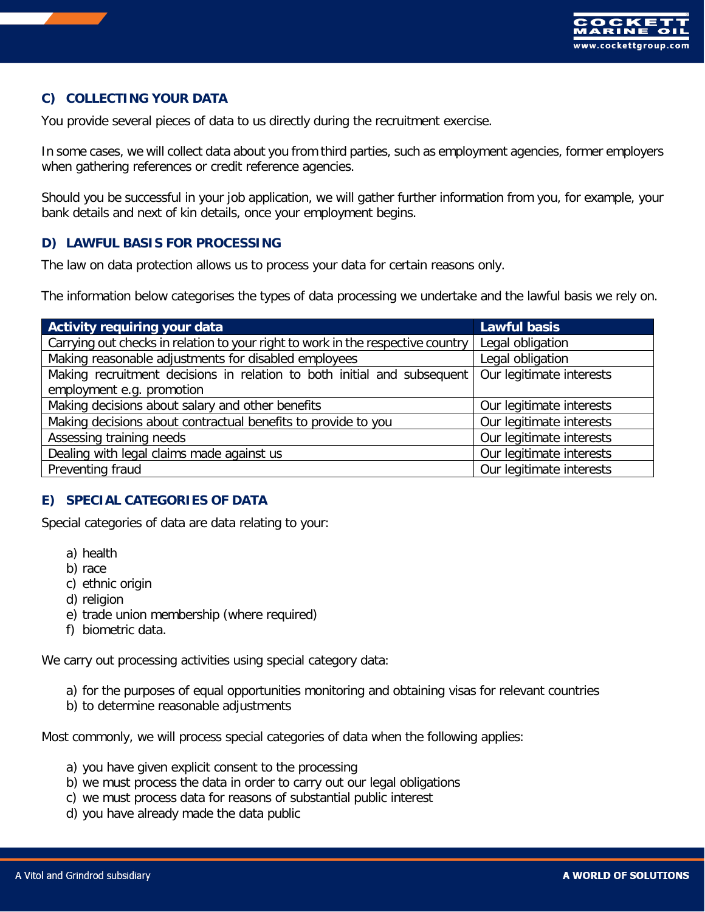## C) COLLECTING YOUR DATA

You provide several pieces of data to us directly during the recruitment exercise.

In some cases, we will collect data about you from third parties, such as employment agencies, former employers when gathering references or credit reference agencies.

Should you be successful in your job application, we will gather further information from you, for example, your bank details and next of kin details, once your employment begins.

## D) LAWFUL BASIS FOR PROCESSING

The law on data protection allows us to process your data for certain reasons only.

The information below categorises the types of data processing we undertake and the lawful basis we rely on.

| Activity requiring your data | Lawful basis |
|---|---|
| Carrying out checks in relation to your right to work in the respective country | Legal obligation |
| Making reasonable adjustments for disabled employees | Legal obligation |
| Making recruitment decisions in relation to both initial and subsequent employment e.g. promotion | Our legitimate interests |
| Making decisions about salary and other benefits | Our legitimate interests |
| Making decisions about contractual benefits to provide to you | Our legitimate interests |
| Assessing training needs | Our legitimate interests |
| Dealing with legal claims made against us | Our legitimate interests |
| Preventing fraud | Our legitimate interests |

## E) SPECIAL CATEGORIES OF DATA

Special categories of data are data relating to your:

a) health
b) race
c) ethnic origin
d) religion
e) trade union membership (where required)
f) biometric data.

We carry out processing activities using special category data:

a) for the purposes of equal opportunities monitoring and obtaining visas for relevant countries
b) to determine reasonable adjustments

Most commonly, we will process special categories of data when the following applies:

a) you have given explicit consent to the processing
b) we must process the data in order to carry out our legal obligations
c) we must process data for reasons of substantial public interest
d) you have already made the data public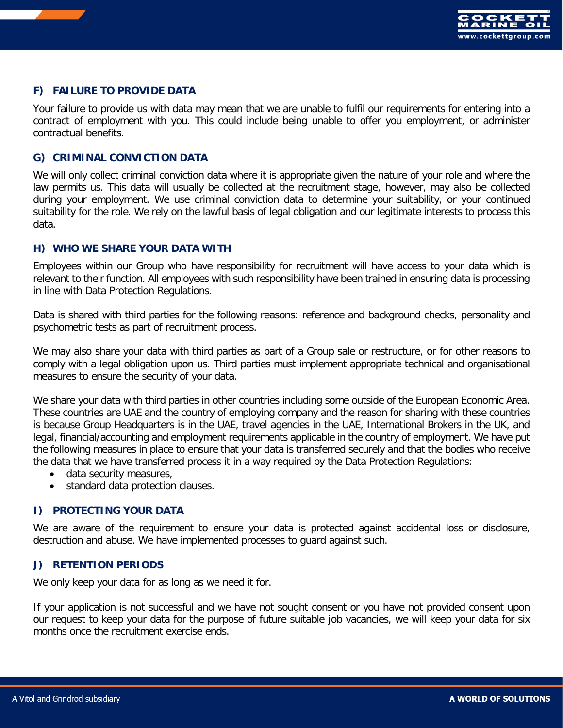## F) FAILURE TO PROVIDE DATA

Your failure to provide us with data may mean that we are unable to fulfil our requirements for entering into a contract of employment with you. This could include being unable to offer you employment, or administer contractual benefits.

## G) CRIMINAL CONVICTION DATA

We will only collect criminal conviction data where it is appropriate given the nature of your role and where the law permits us. This data will usually be collected at the recruitment stage, however, may also be collected during your employment. We use criminal conviction data to determine your suitability, or your continued suitability for the role. We rely on the lawful basis of legal obligation and our legitimate interests to process this data.

## H) WHO WE SHARE YOUR DATA WITH

Employees within our Group who have responsibility for recruitment will have access to your data which is relevant to their function. All employees with such responsibility have been trained in ensuring data is processing in line with Data Protection Regulations.

Data is shared with third parties for the following reasons: reference and background checks, personality and psychometric tests as part of recruitment process.

We may also share your data with third parties as part of a Group sale or restructure, or for other reasons to comply with a legal obligation upon us. Third parties must implement appropriate technical and organisational measures to ensure the security of your data.

We share your data with third parties in other countries including some outside of the European Economic Area. These countries are UAE and the country of employing company and the reason for sharing with these countries is because Group Headquarters is in the UAE, travel agencies in the UAE, International Brokers in the UK, and legal, financial/accounting and employment requirements applicable in the country of employment. We have put the following measures in place to ensure that your data is transferred securely and that the bodies who receive the data that we have transferred process it in a way required by the Data Protection Regulations:

- data security measures,
- standard data protection clauses.

## I) PROTECTING YOUR DATA

We are aware of the requirement to ensure your data is protected against accidental loss or disclosure, destruction and abuse. We have implemented processes to guard against such.

## J) RETENTION PERIODS

We only keep your data for as long as we need it for.

If your application is not successful and we have not sought consent or you have not provided consent upon our request to keep your data for the purpose of future suitable job vacancies, we will keep your data for six months once the recruitment exercise ends.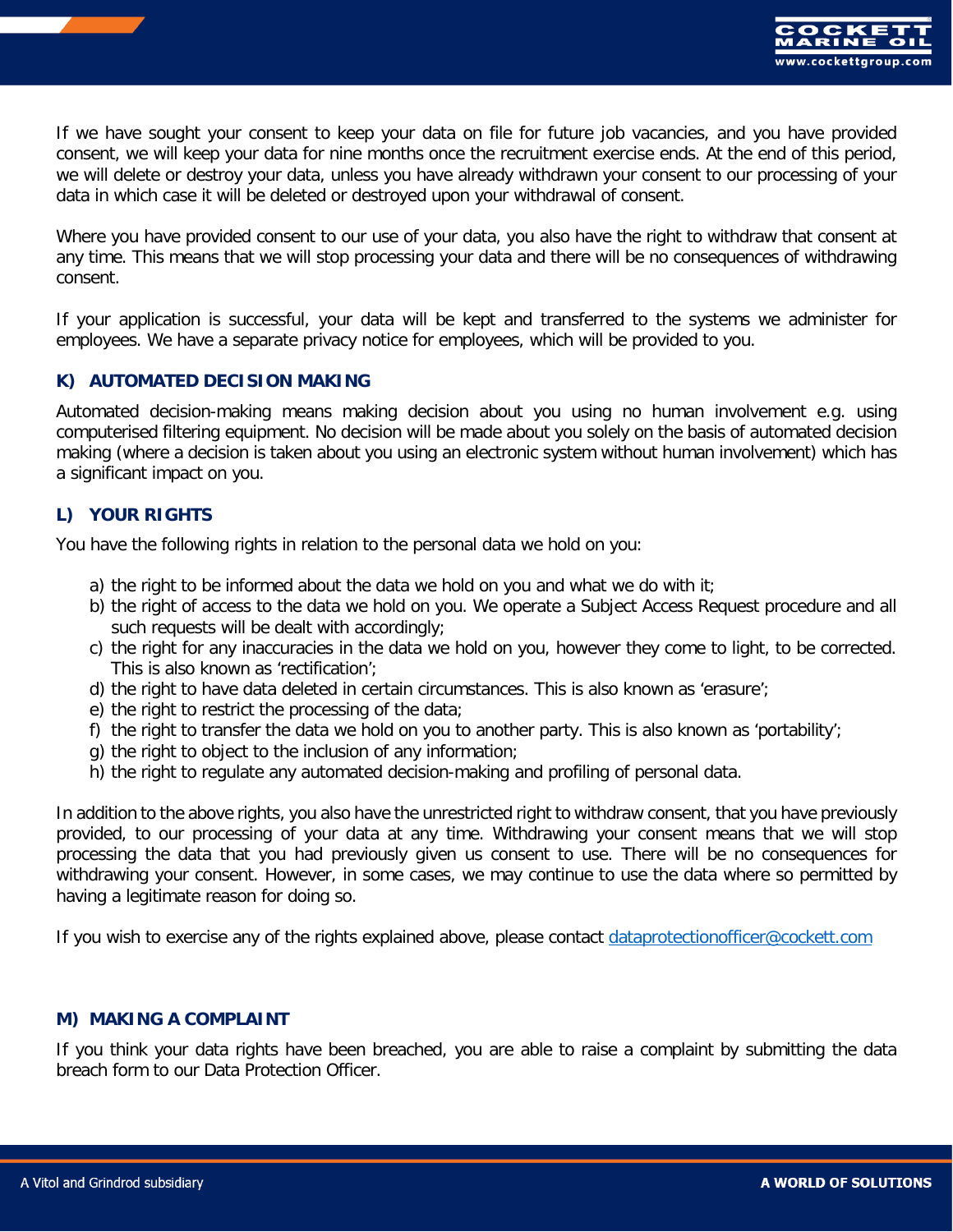If we have sought your consent to keep your data on file for future job vacancies, and you have provided consent, we will keep your data for nine months once the recruitment exercise ends. At the end of this period, we will delete or destroy your data, unless you have already withdrawn your consent to our processing of your data in which case it will be deleted or destroyed upon your withdrawal of consent.

Where you have provided consent to our use of your data, you also have the right to withdraw that consent at any time. This means that we will stop processing your data and there will be no consequences of withdrawing consent.

If your application is successful, your data will be kept and transferred to the systems we administer for employees. We have a separate privacy notice for employees, which will be provided to you.

## K) AUTOMATED DECISION MAKING

Automated decision-making means making decision about you using no human involvement e.g. using computerised filtering equipment. No decision will be made about you solely on the basis of automated decision making (where a decision is taken about you using an electronic system without human involvement) which has a significant impact on you.

## L) YOUR RIGHTS

You have the following rights in relation to the personal data we hold on you:

a) the right to be informed about the data we hold on you and what we do with it;
b) the right of access to the data we hold on you. We operate a Subject Access Request procedure and all such requests will be dealt with accordingly;
c) the right for any inaccuracies in the data we hold on you, however they come to light, to be corrected. This is also known as 'rectification';
d) the right to have data deleted in certain circumstances. This is also known as 'erasure';
e) the right to restrict the processing of the data;
f) the right to transfer the data we hold on you to another party. This is also known as 'portability';
g) the right to object to the inclusion of any information;
h) the right to regulate any automated decision-making and profiling of personal data.

In addition to the above rights, you also have the unrestricted right to withdraw consent, that you have previously provided, to our processing of your data at any time. Withdrawing your consent means that we will stop processing the data that you had previously given us consent to use. There will be no consequences for withdrawing your consent. However, in some cases, we may continue to use the data where so permitted by having a legitimate reason for doing so.

If you wish to exercise any of the rights explained above, please contact dataprotectionofficer@cockett.com

## M) MAKING A COMPLAINT

If you think your data rights have been breached, you are able to raise a complaint by submitting the data breach form to our Data Protection Officer.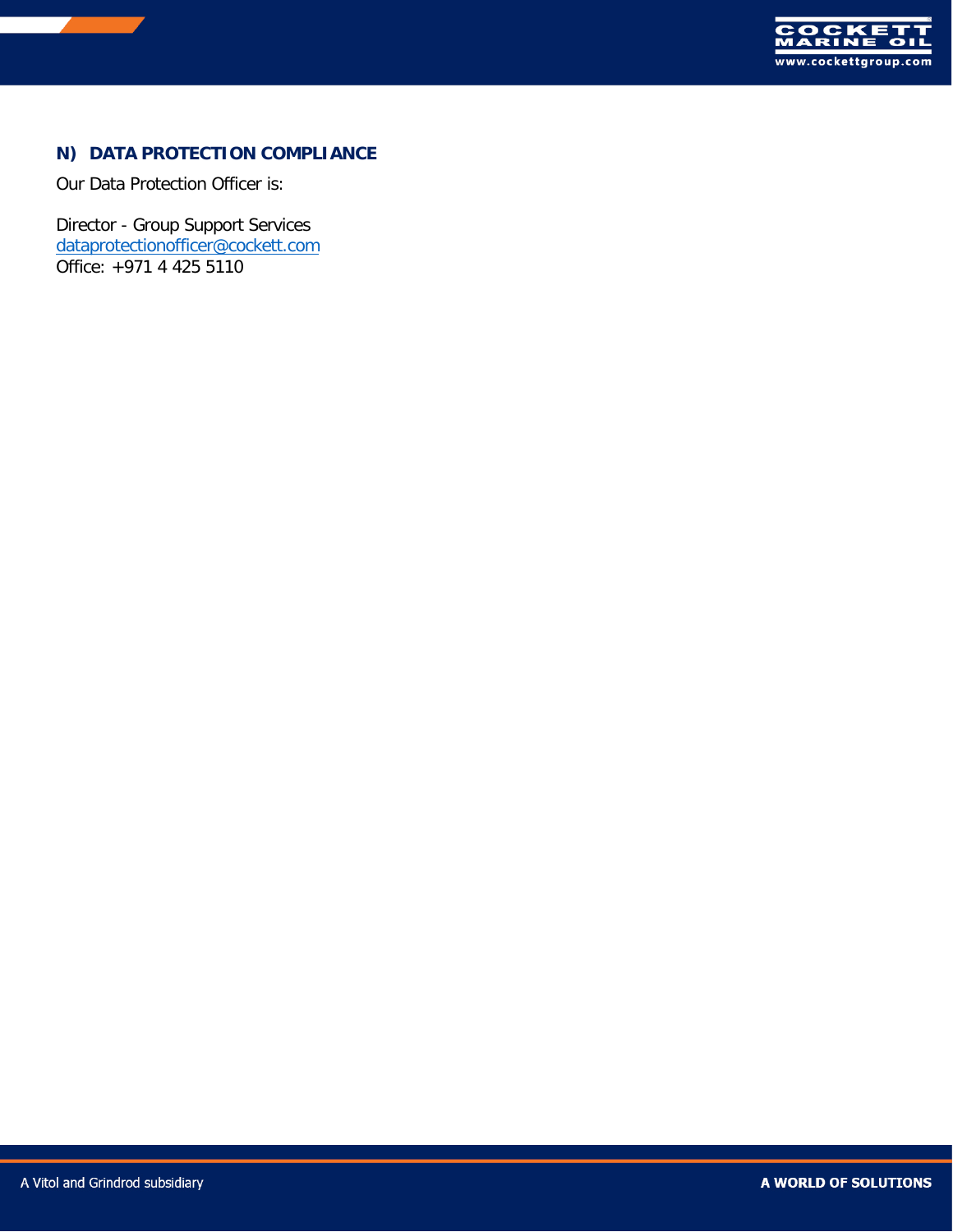## N) DATA PROTECTION COMPLIANCE

Our Data Protection Officer is:

Director - Group Support Services
dataprotectionofficer@cockett.com
Office: +971 4 425 5110